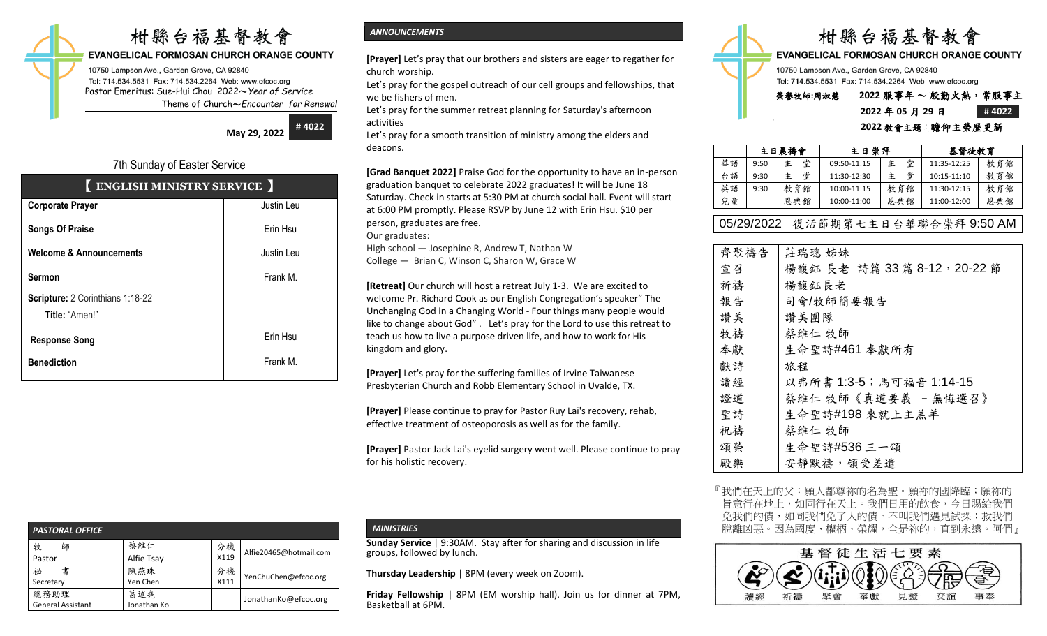# 柑縣台福基督教會

**EVANGELICAL FORMOSAN CHURCH ORANGE COUNTY**

10750 Lampson Ave., Garden Grove, CA 92840
Tel: 714.534.5531 Fax: 714.534.2264 Web: www.efcoc.org
Pastor Emeritus: Sue-Hui Chou 2022～Year of Service
Theme of Church～Encounter for Renewal

**May 29, 2022** **# 4022**

## 7th Sunday of Easter Service

| 【 ENGLISH MINISTRY SERVICE 】 | |
|---|---|
| **Corporate Prayer** | Justin Leu |
| **Songs Of Praise** | Erin Hsu |
| **Welcome & Announcements** | Justin Leu |
| **Sermon** | Frank M. |
| **Scripture:** 2 Corinthians 1:18-22<br>Title: "Amen!" | |
| **Response Song** | Erin Hsu |
| **Benediction** | Frank M. |

### PASTORAL OFFICE

| | | | |
|---|---|---|---|
| 牧　師<br>Pastor | 蔡維仁<br>Alfie Tsay | 分機<br>X119 | Alfie20465@hotmail.com |
| 祕　書<br>Secretary | 陳燕珠<br>Yen Chen | 分機<br>X111 | YenChuChen@efcoc.org |
| 總務助理<br>General Assistant | 葛遠堯<br>Jonathan Ko | | JonathanKo@efcoc.org |

### *ANNOUNCEMENTS*

**[Prayer]** Let's pray that our brothers and sisters are eager to regather for church worship.
Let's pray for the gospel outreach of our cell groups and fellowships, that we be fishers of men.
Let's pray for the summer retreat planning for Saturday's afternoon activities
Let's pray for a smooth transition of ministry among the elders and deacons.

**[Grad Banquet 2022]** Praise God for the opportunity to have an in-person graduation banquet to celebrate 2022 graduates! It will be June 18 Saturday. Check in starts at 5:30 PM at church social hall. Event will start at 6:00 PM promptly. Please RSVP by June 12 with Erin Hsu. $10 per person, graduates are free.
Our graduates:
High school — Josephine R, Andrew T, Nathan W
College — Brian C, Winson C, Sharon W, Grace W

**[Retreat]** Our church will host a retreat July 1-3. We are excited to welcome Pr. Richard Cook as our English Congregation's speaker" The Unchanging God in a Changing World - Four things many people would like to change about God" . Let's pray for the Lord to use this retreat to teach us how to live a purpose driven life, and how to work for His kingdom and glory.

**[Prayer]** Let's pray for the suffering families of Irvine Taiwanese Presbyterian Church and Robb Elementary School in Uvalde, TX.

**[Prayer]** Please continue to pray for Pastor Ruy Lai's recovery, rehab, effective treatment of osteoporosis as well as for the family.

**[Prayer]** Pastor Jack Lai's eyelid surgery went well. Please continue to pray for his holistic recovery.

### *MINISTRIES*

**Sunday Service** | 9:30AM. Stay after for sharing and discussion in life groups, followed by lunch.

**Thursday Leadership** | 8PM (every week on Zoom).

**Friday Fellowship** | 8PM (EM worship hall). Join us for dinner at 7PM, Basketball at 6PM.

# 柑縣台福基督教會

**EVANGELICAL FORMOSAN CHURCH ORANGE COUNTY**

10750 Lampson Ave., Garden Grove, CA 92840
Tel: 714.534.5531 Fax: 714.534.2264 Web: www.efcoc.org

榮譽牧師:周淑慧　2022 服事年 ～ 殷勤火熱，常服事主
2022 年 05 月 29 日　**# 4022**
2022 教會主題：瞻仰主榮歷更新

| | 主日晨禱會 | | 主日崇拜 | | 基督徒教育 | |
|---|---|---|---|---|---|---|
| 華語 | 9:50 | 主　堂 | 09:50-11:15 | 主　堂 | 11:35-12:25 | 教育館 |
| 台語 | 9:30 | 主　堂 | 11:30-12:30 | 主　堂 | 10:15-11:10 | 教育館 |
| 英語 | 9:30 | 教育館 | 10:00-11:15 | 教育館 | 11:30-12:15 | 教育館 |
| 兒童 | | 恩典館 | 10:00-11:00 | 恩典館 | 11:00-12:00 | 恩典館 |

**05/29/2022　復活節期第七主日台華聯合崇拜 9:50 AM**

| | |
|---|---|
| 齊聚禱告 | 莊瑞璁 姊妹 |
| 宣召 | 楊馥鈺 長老　詩篇 33 篇 8-12，20-22 節 |
| 祈禱 | 楊馥鈺長老 |
| 報告 | 司會/牧師簡要報告 |
| 讚美 | 讚美團隊 |
| 牧禱 | 蔡維仁 牧師 |
| 奉獻 | 生命聖詩#461 奉獻所有 |
| 獻詩 | 旅程 |
| 讀經 | 以弗所書 1:3-5；馬可福音 1:14-15 |
| 證道 | 蔡維仁 牧師《真道要義 － 無悔選召》 |
| 聖詩 | 生命聖詩#198 來就上主羔羊 |
| 祝禱 | 蔡維仁 牧師 |
| 頌榮 | 生命聖詩#536 三一頌 |
| 殿樂 | 安靜默禱，領受差遣 |

『我們在天上的父：願人都尊祢的名為聖。願祢的國降臨；願祢的旨意行在地上，如同行在天上。我們日用的飲食，今日賜給我們。免我們的債，如同我們免了人的債。不叫我們遇見試探；救我們脫離凶惡。因為國度、權柄、榮耀，全是祢的，直到永遠。阿們』

**基督徒生活七要素**

讀經　祈禱　聚會　奉獻　見證　交誼　事奉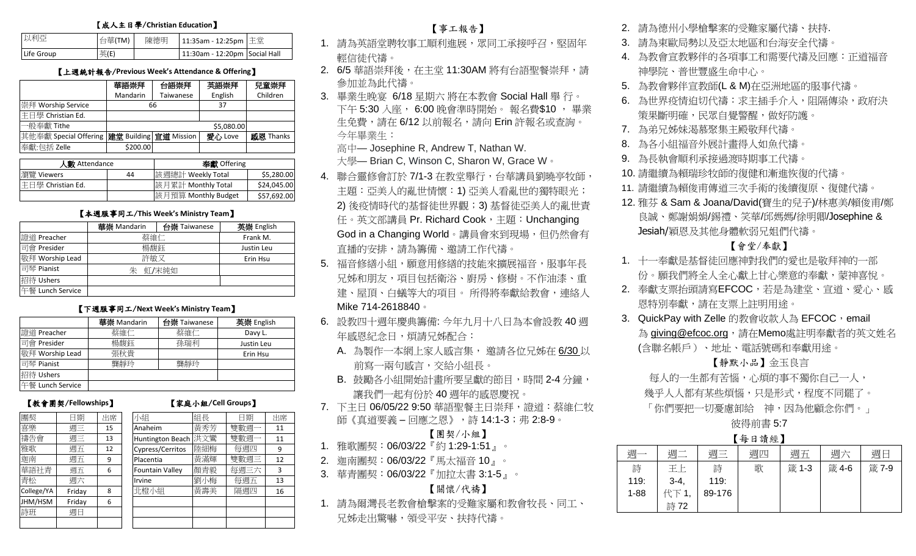## 【成人主日學/Christian Education】

| | | | | |
|---|---|---|---|---|
| 以利亞 | 台華(TM) | 陳德明 | 11:35am - 12:25pm | 主堂 |
| Life Group | 英(E) | | 11:30am - 12:20pm | Social Hall |

## 【上週統計報告/Previous Week's Attendance & Offering】

| | 華語崇拜 Mandarin | 台語崇拜 Taiwanese | 英語崇拜 English | 兒童崇拜 Children |
|---|---|---|---|---|
| 崇拜 Worship Service | 66 | | 37 | |
| 主日學 Christian Ed. | | | | |
| 一般奉獻 Tithe | | | $5,080.00 | |
| 其他奉獻 Special Offering | 建堂 Building | 宣道 Mission | 愛心 Love | 感恩 Thanks |
| 奉獻:包括 Zelle | $200.00 | | | |

| 人數 Attendance | | 奉獻 Offering | |
|---|---|---|---|
| 瀏覽 Viewers | 44 | 該週總計 Weekly Total | $5,280.00 |
| 主日學 Christian Ed. | | 該月累計 Monthly Total | $24,045.00 |
| | | 該月預算 Monthly Budget | $57,692.00 |

## 【本週服事同工/This Week's Ministry Team】

| | 華崇 Mandarin | 台崇 Taiwanese | 英崇 English |
|---|---|---|---|
| 證道 Preacher | 蔡維仁 | | Frank M. |
| 司會 Presider | 楊馥鈺 | | Justin Leu |
| 敬拜 Worship Lead | 許敏又 | | Erin Hsu |
| 司琴 Pianist | 朱 虹/宋純如 | | |
| 招待 Ushers | | | |
| 午餐 Lunch Service | | | |

## 【下週服事同工/Next Week's Ministry Team】

| | 華崇 Mandarin | 台崇 Taiwanese | 英崇 English |
|---|---|---|---|
| 證道 Preacher | 蔡維仁 | 蔡維仁 | Davy L. |
| 司會 Presider | 楊馥鈺 | 孫瑞利 | Justin Leu |
| 敬拜 Worship Lead | 張秋貴 | | Erin Hsu |
| 司琴 Pianist | 龔靜玲 | 龔靜玲 | |
| 招待 Ushers | | | |
| 午餐 Lunch Service | | | |

## 【教會團契/Fellowships】

| 團契 | 日期 | 出席 |
|---|---|---|
| 喜樂 | 週三 | 15 |
| 禱告會 | 週三 | 13 |
| 雅歌 | 週五 | 12 |
| 迦南 | 週五 | 9 |
| 華語社青 | 週五 | 6 |
| 青松 | 週六 | |
| College/YA | Friday | 8 |
| JHM/HSM | Friday | 6 |
| 詩班 | 週日 | |

## 【家庭小組/Cell Groups】

| 小組 | 組長 | 日期 | 出席 |
|---|---|---|---|
| Anaheim | 黃秀芳 | 雙數週一 | 11 |
| Huntington Beach | 洪文鶯 | 雙數週一 | 11 |
| Cypress/Cerritos | 陸細梅 | 每週四 | 9 |
| Placentia | 黃滿輝 | 雙數週三 | 12 |
| Fountain Valley | 顏青毅 | 每週三六 | 3 |
| Irvine | 劉小梅 | 每週五 | 13 |
| 北橙小組 | 黃壽美 | 隔週四 | 16 |

## 【事工報告】

1. 請為英語堂聘牧事工順利進展，眾同工承接呼召，堅固年輕信徒代禱。
2. 6/5 華語崇拜後，在主堂 11:30AM 將有台語聖餐崇拜，請參加並為此代禱。
3. 畢業生晚宴 6/18 星期六 將在本教會 Social Hall 舉 行。下午 5:30 入座， 6:00 晚會準時開始。 報名費$10 ， 畢業生免費，請在 6/12 以前報名，請向 Erin 許報名或查詢。今年畢業生：
   高中— Josephine R, Andrew T, Nathan W.
   大學— Brian C, Winson C, Sharon W, Grace W。
4. 聯合靈修會訂於 7/1-3 在教堂舉行，台華講員劉曉亭牧師，主題：亞美人的亂世情懷：1) 亞美人看亂世的獨特眼光；2) 後疫情時代的基督徒世界觀；3) 基督徒亞美人的亂世責任。英文部講員 Pr. Richard Cook，主題：Unchanging God in a Changing World。講員會來到現場，但仍然會有直播的安排，請為籌備、邀請工作代禱。
5. 福音修繕小組，願意用修繕的技能來擴展福音，服事年長兄姊和朋友，項目包括衛浴、廚房、修樹。不作油漆、重建、屋頂、白蟻等大的項目。 所得將奉獻給教會，連絡人 Mike 714-2618840。
6. 設教四十週年慶典籌備: 今年九月十八日為本會設教 40 週年感恩紀念日，煩請兄姊配合：
   A. 為製作一本網上家人感言集， 邀請各位兄姊在 6/30 以前寫一兩句感言，交給小組長。
   B. 鼓勵各小組開始計畫所要呈獻的節目，時間 2-4 分鐘，讓我們一起有份於 40 週年的感恩慶祝。
7. 下主日 06/05/22 9:50 華語聖餐主日崇拜，證道：蔡維仁牧師《真道要義 – 回應之恩》，詩 14:1-3；弗 2:8-9。

## 【團契/小組】

1. 雅歌團契：06/03/22『約 1:29-1:51』。
2. 迦南團契：06/03/22『馬太福音 10』。
3. 華青團契：06/03/22『加拉太書 3:1-5』。

## 【關懷/代禱】

1. 請為爾灣長老教會槍擊案的受難家屬和教會牧長、同工、兄姊走出驚嚇，領受平安、扶持代禱。
2. 請為德州小學槍擊案的受難家屬代禱、扶持.
3. 請為東歐局勢以及亞太地區和台海安全代禱。
4. 為教會宣教夥伴的各項事工和需要代禱及回應：正道福音神學院、普世豐盛生命中心。
5. 為教會夥伴宣教師(L & M)在亞洲地區的服事代禱。
6. 為世界疫情迫切代禱：求主插手介入，阻隔傳染，政府決策果斷明確，民眾自覺警醒，做好防護。
7. 為弟兄姊妹渴慕聚集主殿敬拜代禱。
8. 為各小組福音外展計畫得人如魚代禱。
9. 為長執會順利承接過渡時期事工代禱。
10. 請繼續為賴瑞珍牧師的復健和漸進恢復的代禱。
11. 請繼續為賴俊甫傳道三次手術的後續復原、復健代禱。
12. 雅芬 & Sam & Joana/David(寶生的兒子)/林惠美/賴俊甫/鄭良誠、鄭謝娟娟/錫禮、笑華/邱媽媽/徐明卿/Josephine & Jesiah/穎恩及其他身體軟弱兄姐們代禱。

## 【會堂/奉獻】

1. 十一奉獻是基督徒回應神對我們的愛也是敬拜神的一部份。願我們將全人全心獻上甘心樂意的奉獻，蒙神喜悅。
2. 奉獻支票抬頭請寫EFCOC，若是為建堂、宣道、愛心、感恩特別奉獻，請在支票上註明用途。
3. QuickPay with Zelle 的教會收款人為 EFCOC，email 為 giving@efcoc.org，請在Memo處註明奉獻者的英文姓名(含聯名帳戶）、地址、電話號碼和奉獻用途。

## 【靜默小品】金玉良言

每人的一生都有苦惱，心煩的事不獨你自己一人，
幾乎人人都有某些煩惱，只是形式，程度不同罷了。
「你們要把一切憂慮卸給　神，因為他顧念你們。」
彼得前書 5:7

## 【每日讀經】

| 週一 | 週二 | 週三 | 週四 | 週五 | 週六 | 週日 |
|---|---|---|---|---|---|---|
| 詩 119: 1-88 | 王上 3-4, 代下 1, 詩 72 | 詩 119: 89-176 | 歌 | 箴 1-3 | 箴 4-6 | 箴 7-9 |